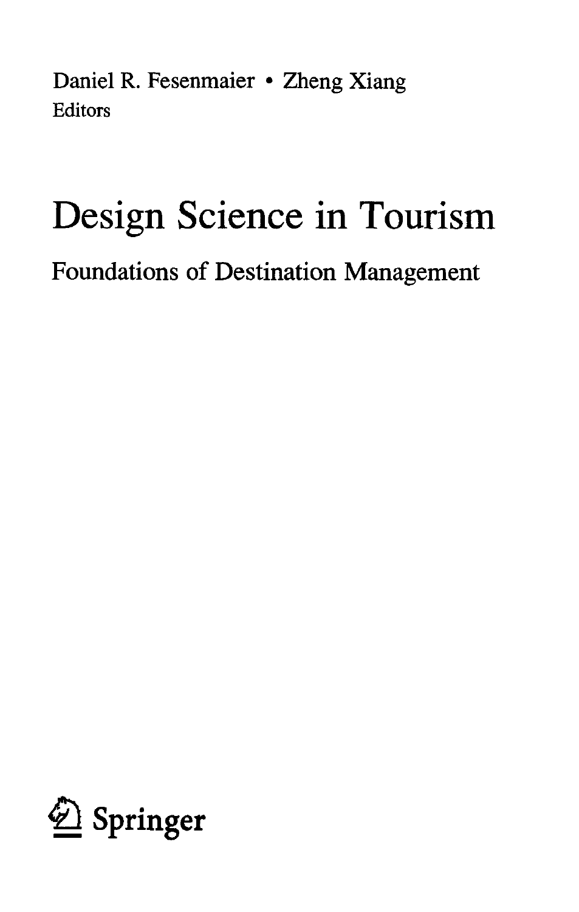Daniel R. Fesenmaier • Zheng Xiang
Editors

# Design Science in Tourism

## Foundations of Destination Management

Springer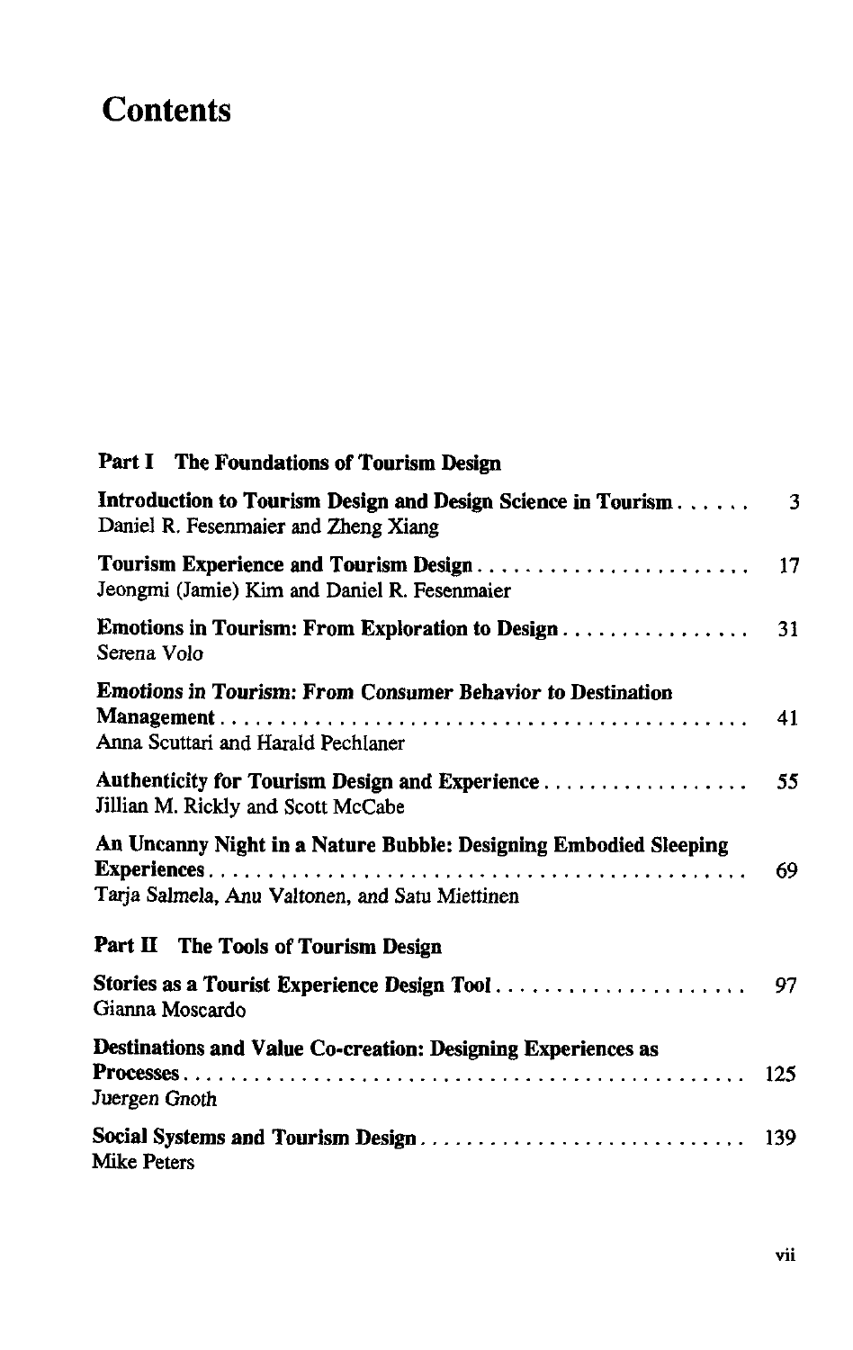# Contents

## Part I The Foundations of Tourism Design

**Introduction to Tourism Design and Design Science in Tourism** . . . . . . 3
Daniel R. Fesenmaier and Zheng Xiang

**Tourism Experience and Tourism Design** . . . . . . . . . . . . . . . . . . . . . . . 17
Jeongmi (Jamie) Kim and Daniel R. Fesenmaier

**Emotions in Tourism: From Exploration to Design** . . . . . . . . . . . . . . . . 31
Serena Volo

**Emotions in Tourism: From Consumer Behavior to Destination Management** . . . . . . . . . . . . . . . . . . . . . . . . . . . . . . . . . . . . . . . . . . . . . 41
Anna Scuttari and Harald Pechlaner

**Authenticity for Tourism Design and Experience** . . . . . . . . . . . . . . . . . . 55
Jillian M. Rickly and Scott McCabe

**An Uncanny Night in a Nature Bubble: Designing Embodied Sleeping Experiences** . . . . . . . . . . . . . . . . . . . . . . . . . . . . . . . . . . . . . . . . . . . . . 69
Tarja Salmela, Anu Valtonen, and Satu Miettinen

## Part II The Tools of Tourism Design

**Stories as a Tourist Experience Design Tool** . . . . . . . . . . . . . . . . . . . . . 97
Gianna Moscardo

**Destinations and Value Co-creation: Designing Experiences as Processes** . . . . . . . . . . . . . . . . . . . . . . . . . . . . . . . . . . . . . . . . . . . . . . . . 125
Juergen Gnoth

**Social Systems and Tourism Design** . . . . . . . . . . . . . . . . . . . . . . . . . . . 139
Mike Peters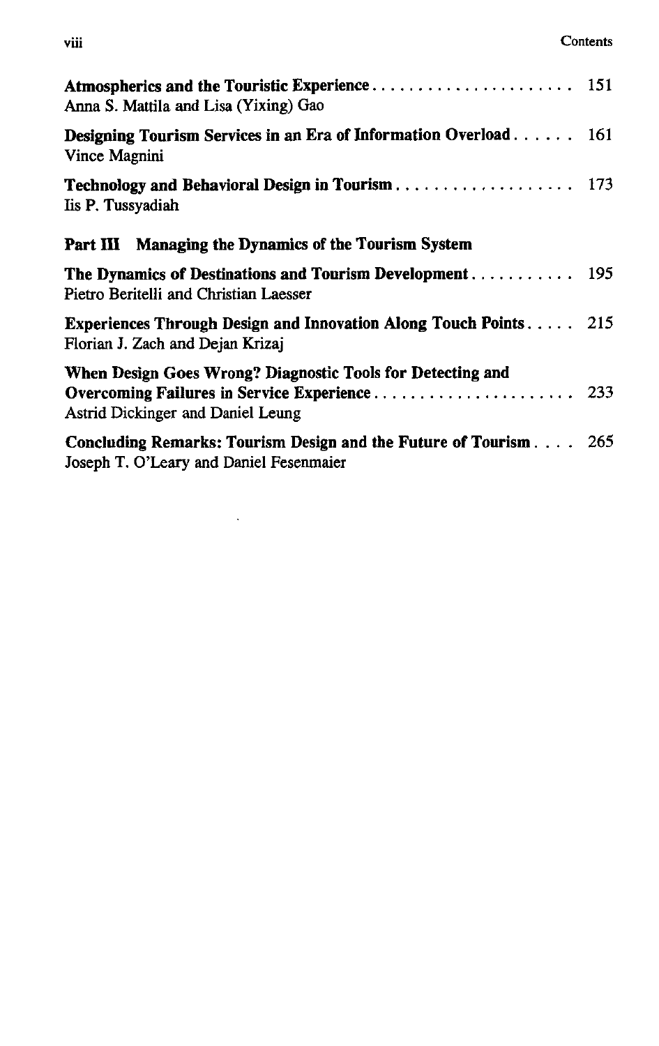**Atmospherics and the Touristic Experience** . . . . . . . . . . . . . . . . . . . . . 151
Anna S. Mattila and Lisa (Yixing) Gao

**Designing Tourism Services in an Era of Information Overload** . . . . . . 161
Vince Magnini

**Technology and Behavioral Design in Tourism** . . . . . . . . . . . . . . . . . . 173
Iis P. Tussyadiah

## Part III Managing the Dynamics of the Tourism System

**The Dynamics of Destinations and Tourism Development** . . . . . . . . . . . 195
Pietro Beritelli and Christian Laesser

**Experiences Through Design and Innovation Along Touch Points** . . . . . 215
Florian J. Zach and Dejan Krizaj

**When Design Goes Wrong? Diagnostic Tools for Detecting and Overcoming Failures in Service Experience** . . . . . . . . . . . . . . . . . . . . . 233
Astrid Dickinger and Daniel Leung

**Concluding Remarks: Tourism Design and the Future of Tourism** . . . . 265
Joseph T. O'Leary and Daniel Fesenmaier